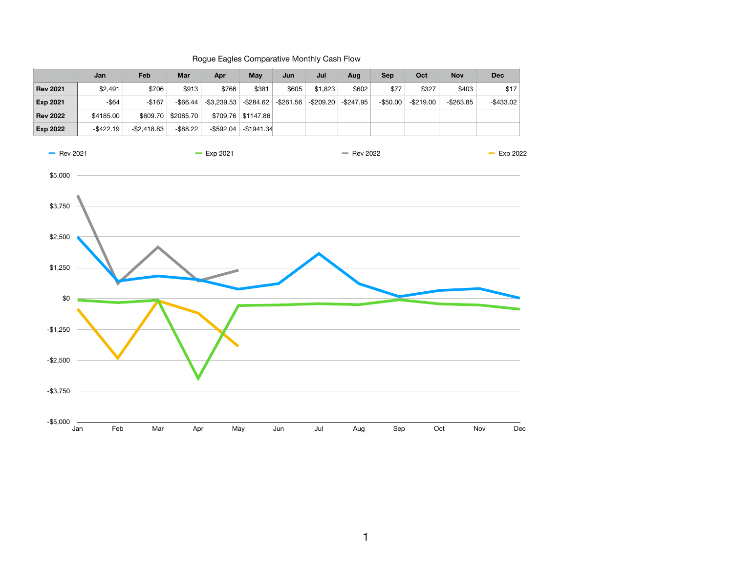Rogue Eagles Comparative Monthly Cash Flow

| | Jan | Feb | Mar | Apr | May | Jun | Jul | Aug | Sep | Oct | Nov | Dec |
|---|---|---|---|---|---|---|---|---|---|---|---|---|
| **Rev 2021** | $2,491 | $706 | $913 | $766 | $381 | $605 | $1,823 | $602 | $77 | $327 | $403 | $17 |
| **Exp 2021** | -$64 | -$167 | -$66.44 | -$3,239.53 | -$284.62 | -$261.56 | -$209.20 | -$247.95 | -$50.00 | -$219.00 | -$263.85 | -$433.02 |
| **Rev 2022** | $4185.00 | $609.70 | $2085.70 | $709.76 | $1147.86 | | | | | | | |
| **Exp 2022** | -$422.19 | -$2,418.83 | -$88.22 | -$592.04 | -$1941.34 | | | | | | | |

Rev 2021
Exp 2021
Rev 2022
Exp 2022

$5,000
$3,750
$2,500
$1,250
$0
-$1,250
-$2,500
-$3,750
-$5,000

Jan
Feb
Mar
Apr
May
Jun
Jul
Aug
Sep
Oct
Nov
Dec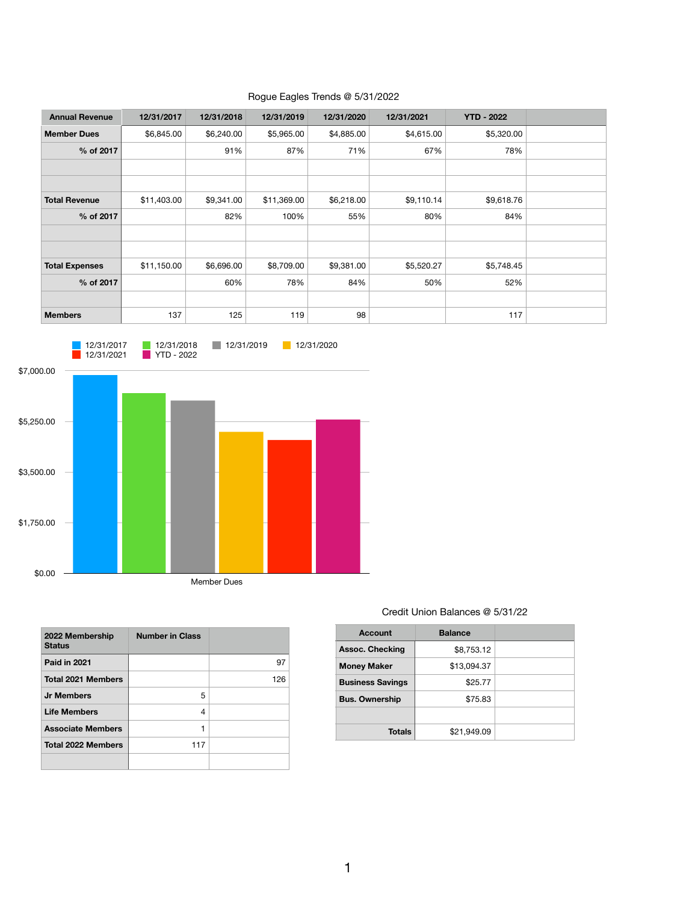## Rogue Eagles Trends @ 5/31/2022

| Annual Revenue | 12/31/2017 | 12/31/2018 | 12/31/2019 | 12/31/2020 | 12/31/2021 | YTD - 2022 | |
|---|---|---|---|---|---|---|---|
| **Member Dues** | $6,845.00 | $6,240.00 | $5,965.00 | $4,885.00 | $4,615.00 | $5,320.00 | |
| **% of 2017** | | 91% | 87% | 71% | 67% | 78% | |
| | | | | | | | |
| | | | | | | | |
| **Total Revenue** | $11,403.00 | $9,341.00 | $11,369.00 | $6,218.00 | $9,110.14 | $9,618.76 | |
| **% of 2017** | | 82% | 100% | 55% | 80% | 84% | |
| | | | | | | | |
| | | | | | | | |
| **Total Expenses** | $11,150.00 | $6,696.00 | $8,709.00 | $9,381.00 | $5,520.27 | $5,748.45 | |
| **% of 2017** | | 60% | 78% | 84% | 50% | 52% | |
| | | | | | | | |
| **Members** | 137 | 125 | 119 | 98 | | 117 | |

Legend: 12/31/2017, 12/31/2018, 12/31/2019, 12/31/2020, 12/31/2021, YTD - 2022

$7,000.00
$5,250.00
$3,500.00
$1,750.00
$0.00

Member Dues

| 2022 Membership Status | Number in Class | |
|---|---|---|
| **Paid in 2021** | | 97 |
| **Total 2021 Members** | | 126 |
| **Jr Members** | 5 | |
| **Life Members** | 4 | |
| **Associate Members** | 1 | |
| **Total 2022 Members** | 117 | |
| | | |

### Credit Union Balances @ 5/31/22

| Account | Balance | |
|---|---|---|
| **Assoc. Checking** | $8,753.12 | |
| **Money Maker** | $13,094.37 | |
| **Business Savings** | $25.77 | |
| **Bus. Ownership** | $75.83 | |
| | | |
| **Totals** | $21,949.09 | |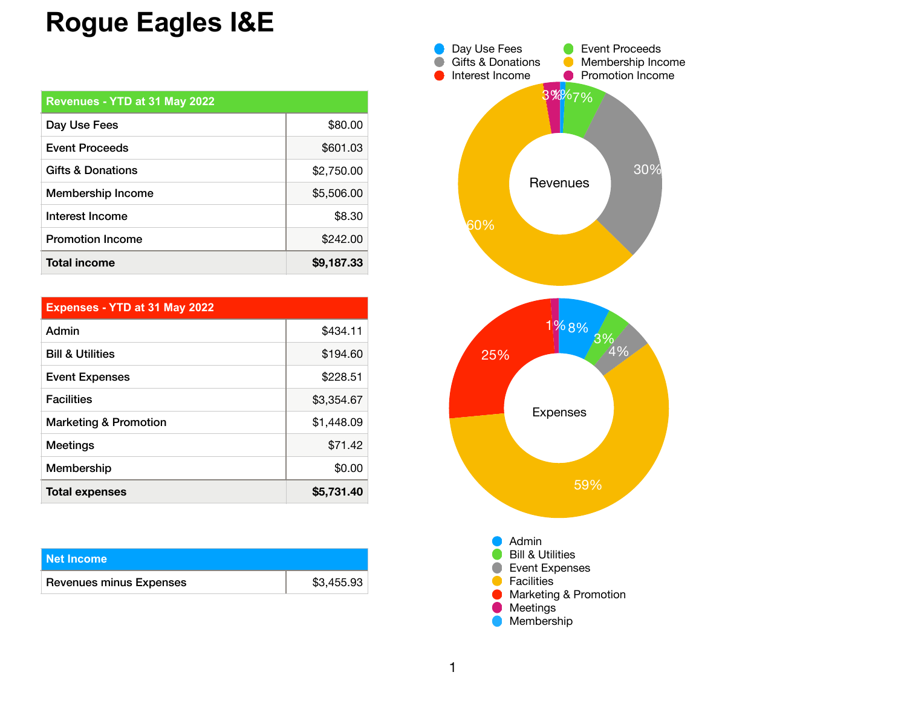# Rogue Eagles I&E

| Revenues - YTD at 31 May 2022 | |
|---|---|
| Day Use Fees | $80.00 |
| Event Proceeds | $601.03 |
| Gifts & Donations | $2,750.00 |
| Membership Income | $5,506.00 |
| Interest Income | $8.30 |
| Promotion Income | $242.00 |
| **Total income** | **$9,187.33** |

| Expenses - YTD at 31 May 2022 | |
|---|---|
| Admin | $434.11 |
| Bill & Utilities | $194.60 |
| Event Expenses | $228.51 |
| Facilities | $3,354.67 |
| Marketing & Promotion | $1,448.09 |
| Meetings | $71.42 |
| Membership | $0.00 |
| **Total expenses** | **$5,731.40** |

| Net Income | |
|---|---|
| Revenues minus Expenses | $3,455.93 |

Revenues

Day Use Fees
Event Proceeds
Gifts & Donations
Membership Income
Interest Income
Promotion Income

3% 1% 7% 30% 60%

Expenses

1% 8% 3% 4% 25% 59%

Admin
Bill & Utilities
Event Expenses
Facilities
Marketing & Promotion
Meetings
Membership